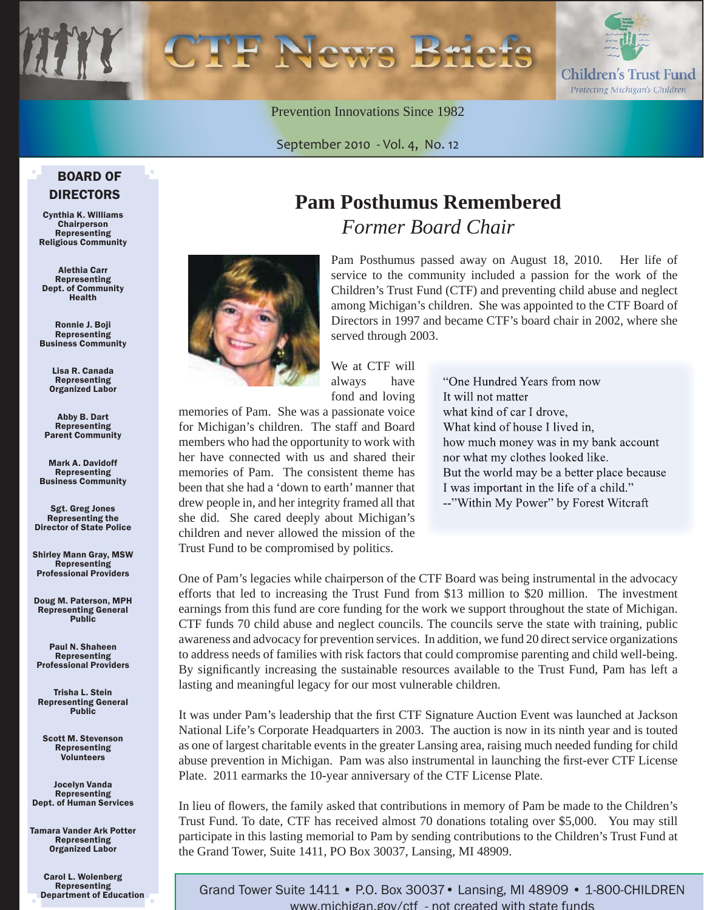# CTF News Briefs

Children's Trust Fund
*Protecting Michigan's Children*

Prevention Innovations Since 1982

September 2010 - Vol. 4, No. 12

## BOARD OF DIRECTORS

**Cynthia K. Williams**
Chairperson
Representing
Religious Community

**Alethia Carr**
Representing
Dept. of Community Health

**Ronnie J. Boji**
Representing
Business Community

**Lisa R. Canada**
Representing
Organized Labor

**Abby B. Dart**
Representing
Parent Community

**Mark A. Davidoff**
Representing
Business Community

**Sgt. Greg Jones**
Representing the
Director of State Police

**Shirley Mann Gray, MSW**
Representing
Professional Providers

**Doug M. Paterson, MPH**
Representing General Public

**Paul N. Shaheen**
Representing
Professional Providers

**Trisha L. Stein**
Representing General Public

**Scott M. Stevenson**
Representing
Volunteers

**Jocelyn Vanda**
Representing
Dept. of Human Services

**Tamara Vander Ark Potter**
Representing
Organized Labor

**Carol L. Wolenberg**
Representing
Department of Education

# Pam Posthumus Remembered

## *Former Board Chair*

Pam Posthumus passed away on August 18, 2010. Her life of service to the community included a passion for the work of the Children's Trust Fund (CTF) and preventing child abuse and neglect among Michigan's children. She was appointed to the CTF Board of Directors in 1997 and became CTF's board chair in 2002, where she served through 2003.

We at CTF will always have fond and loving memories of Pam. She was a passionate voice for Michigan's children. The staff and Board members who had the opportunity to work with her have connected with us and shared their memories of Pam. The consistent theme has been that she had a 'down to earth' manner that drew people in, and her integrity framed all that she did. She cared deeply about Michigan's children and never allowed the mission of the Trust Fund to be compromised by politics.

> "One Hundred Years from now
> It will not matter
> what kind of car I drove,
> What kind of house I lived in,
> how much money was in my bank account
> nor what my clothes looked like.
> But the world may be a better place because
> I was important in the life of a child."
> --"Within My Power" by Forest Witcraft

One of Pam's legacies while chairperson of the CTF Board was being instrumental in the advocacy efforts that led to increasing the Trust Fund from $13 million to $20 million. The investment earnings from this fund are core funding for the work we support throughout the state of Michigan. CTF funds 70 child abuse and neglect councils. The councils serve the state with training, public awareness and advocacy for prevention services. In addition, we fund 20 direct service organizations to address needs of families with risk factors that could compromise parenting and child well-being. By significantly increasing the sustainable resources available to the Trust Fund, Pam has left a lasting and meaningful legacy for our most vulnerable children.

It was under Pam's leadership that the first CTF Signature Auction Event was launched at Jackson National Life's Corporate Headquarters in 2003. The auction is now in its ninth year and is touted as one of largest charitable events in the greater Lansing area, raising much needed funding for child abuse prevention in Michigan. Pam was also instrumental in launching the first-ever CTF License Plate. 2011 earmarks the 10-year anniversary of the CTF License Plate.

In lieu of flowers, the family asked that contributions in memory of Pam be made to the Children's Trust Fund. To date, CTF has received almost 70 donations totaling over $5,000. You may still participate in this lasting memorial to Pam by sending contributions to the Children's Trust Fund at the Grand Tower, Suite 1411, PO Box 30037, Lansing, MI 48909.

Grand Tower Suite 1411 • P.O. Box 30037 • Lansing, MI 48909 • 1-800-CHILDREN
www.michigan.gov/ctf - not created with state funds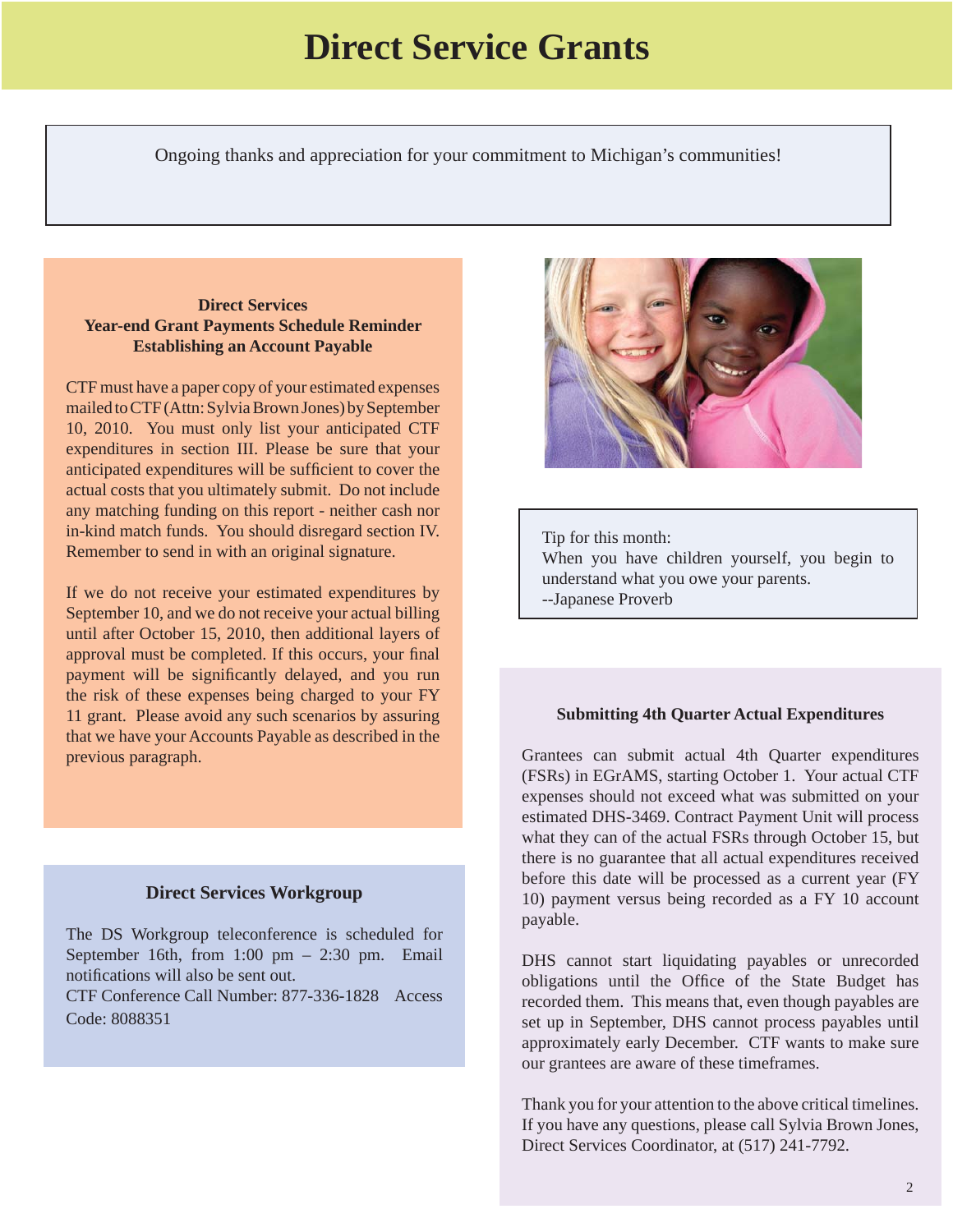# Direct Service Grants

Ongoing thanks and appreciation for your commitment to Michigan's communities!

### Direct Services
### Year-end Grant Payments Schedule Reminder
### Establishing an Account Payable

CTF must have a paper copy of your estimated expenses mailed to CTF (Attn: Sylvia Brown Jones) by September 10, 2010. You must only list your anticipated CTF expenditures in section III. Please be sure that your anticipated expenditures will be sufficient to cover the actual costs that you ultimately submit. Do not include any matching funding on this report - neither cash nor in-kind match funds. You should disregard section IV. Remember to send in with an original signature.

If we do not receive your estimated expenditures by September 10, and we do not receive your actual billing until after October 15, 2010, then additional layers of approval must be completed. If this occurs, your final payment will be significantly delayed, and you run the risk of these expenses being charged to your FY 11 grant. Please avoid any such scenarios by assuring that we have your Accounts Payable as described in the previous paragraph.

### Direct Services Workgroup

The DS Workgroup teleconference is scheduled for September 16th, from 1:00 pm – 2:30 pm. Email notifications will also be sent out.
CTF Conference Call Number: 877-336-1828 Access Code: 8088351

Tip for this month:
When you have children yourself, you begin to understand what you owe your parents.
--Japanese Proverb

### Submitting 4th Quarter Actual Expenditures

Grantees can submit actual 4th Quarter expenditures (FSRs) in EGrAMS, starting October 1. Your actual CTF expenses should not exceed what was submitted on your estimated DHS-3469. Contract Payment Unit will process what they can of the actual FSRs through October 15, but there is no guarantee that all actual expenditures received before this date will be processed as a current year (FY 10) payment versus being recorded as a FY 10 account payable.

DHS cannot start liquidating payables or unrecorded obligations until the Office of the State Budget has recorded them. This means that, even though payables are set up in September, DHS cannot process payables until approximately early December. CTF wants to make sure our grantees are aware of these timeframes.

Thank you for your attention to the above critical timelines. If you have any questions, please call Sylvia Brown Jones, Direct Services Coordinator, at (517) 241-7792.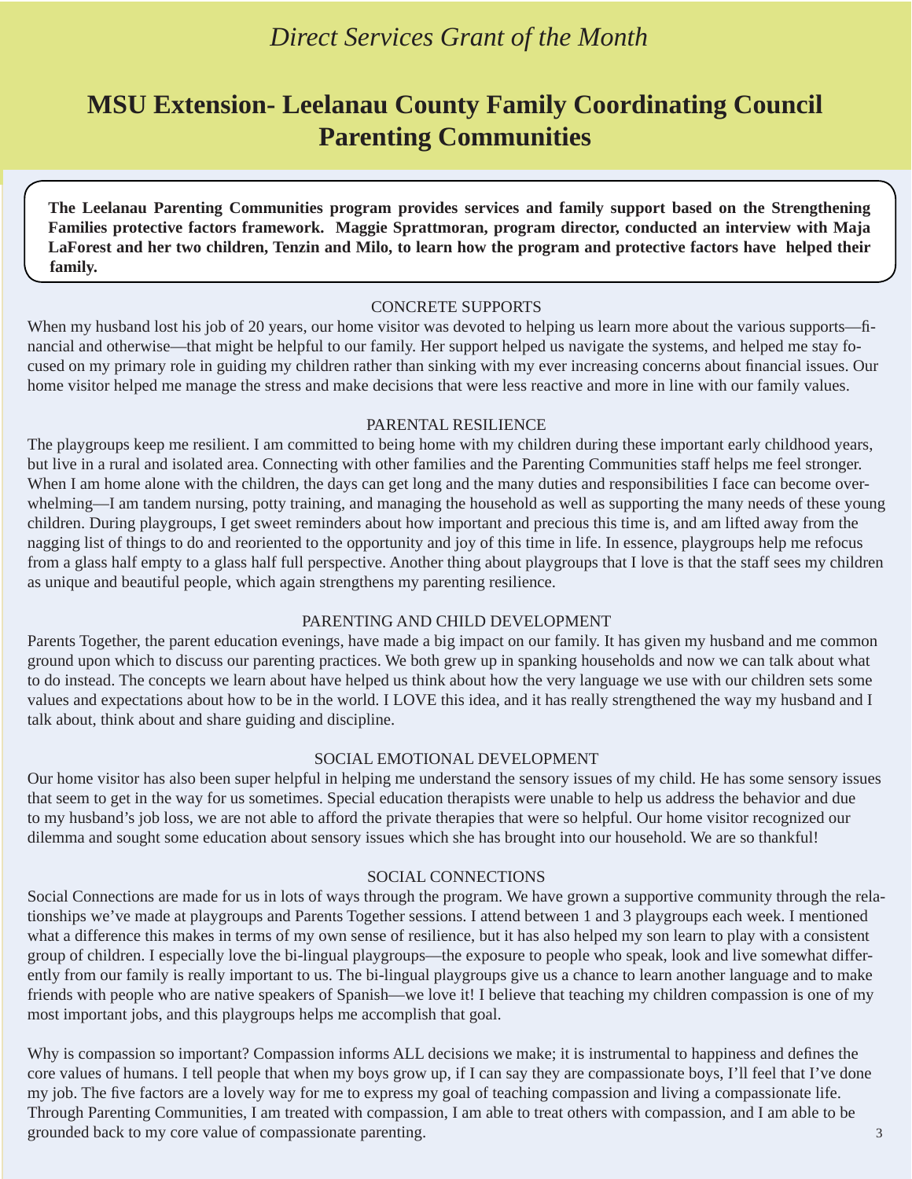*Direct Services Grant of the Month*

# MSU Extension- Leelanau County Family Coordinating Council Parenting Communities

**The Leelanau Parenting Communities program provides services and family support based on the Strengthening Families protective factors framework. Maggie Sprattmoran, program director, conducted an interview with Maja LaForest and her two children, Tenzin and Milo, to learn how the program and protective factors have helped their family.**

## CONCRETE SUPPORTS

When my husband lost his job of 20 years, our home visitor was devoted to helping us learn more about the various supports—financial and otherwise—that might be helpful to our family. Her support helped us navigate the systems, and helped me stay focused on my primary role in guiding my children rather than sinking with my ever increasing concerns about financial issues. Our home visitor helped me manage the stress and make decisions that were less reactive and more in line with our family values.

## PARENTAL RESILIENCE

The playgroups keep me resilient. I am committed to being home with my children during these important early childhood years, but live in a rural and isolated area. Connecting with other families and the Parenting Communities staff helps me feel stronger. When I am home alone with the children, the days can get long and the many duties and responsibilities I face can become overwhelming—I am tandem nursing, potty training, and managing the household as well as supporting the many needs of these young children. During playgroups, I get sweet reminders about how important and precious this time is, and am lifted away from the nagging list of things to do and reoriented to the opportunity and joy of this time in life. In essence, playgroups help me refocus from a glass half empty to a glass half full perspective. Another thing about playgroups that I love is that the staff sees my children as unique and beautiful people, which again strengthens my parenting resilience.

## PARENTING AND CHILD DEVELOPMENT

Parents Together, the parent education evenings, have made a big impact on our family. It has given my husband and me common ground upon which to discuss our parenting practices. We both grew up in spanking households and now we can talk about what to do instead. The concepts we learn about have helped us think about how the very language we use with our children sets some values and expectations about how to be in the world. I LOVE this idea, and it has really strengthened the way my husband and I talk about, think about and share guiding and discipline.

## SOCIAL EMOTIONAL DEVELOPMENT

Our home visitor has also been super helpful in helping me understand the sensory issues of my child. He has some sensory issues that seem to get in the way for us sometimes. Special education therapists were unable to help us address the behavior and due to my husband's job loss, we are not able to afford the private therapies that were so helpful. Our home visitor recognized our dilemma and sought some education about sensory issues which she has brought into our household. We are so thankful!

## SOCIAL CONNECTIONS

Social Connections are made for us in lots of ways through the program. We have grown a supportive community through the relationships we've made at playgroups and Parents Together sessions. I attend between 1 and 3 playgroups each week. I mentioned what a difference this makes in terms of my own sense of resilience, but it has also helped my son learn to play with a consistent group of children. I especially love the bi-lingual playgroups—the exposure to people who speak, look and live somewhat differently from our family is really important to us. The bi-lingual playgroups give us a chance to learn another language and to make friends with people who are native speakers of Spanish—we love it! I believe that teaching my children compassion is one of my most important jobs, and this playgroups helps me accomplish that goal.

Why is compassion so important? Compassion informs ALL decisions we make; it is instrumental to happiness and defines the core values of humans. I tell people that when my boys grow up, if I can say they are compassionate boys, I'll feel that I've done my job. The five factors are a lovely way for me to express my goal of teaching compassion and living a compassionate life. Through Parenting Communities, I am treated with compassion, I am able to treat others with compassion, and I am able to be grounded back to my core value of compassionate parenting.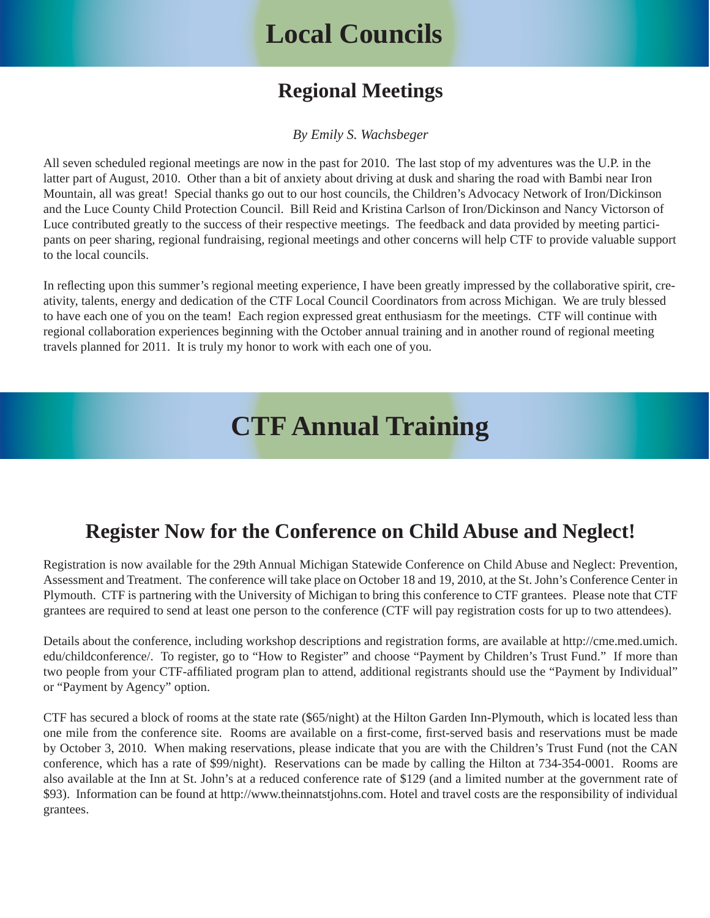# Local Councils

## Regional Meetings

*By Emily S. Wachsbeger*

All seven scheduled regional meetings are now in the past for 2010. The last stop of my adventures was the U.P. in the latter part of August, 2010. Other than a bit of anxiety about driving at dusk and sharing the road with Bambi near Iron Mountain, all was great! Special thanks go out to our host councils, the Children's Advocacy Network of Iron/Dickinson and the Luce County Child Protection Council. Bill Reid and Kristina Carlson of Iron/Dickinson and Nancy Victorson of Luce contributed greatly to the success of their respective meetings. The feedback and data provided by meeting participants on peer sharing, regional fundraising, regional meetings and other concerns will help CTF to provide valuable support to the local councils.

In reflecting upon this summer's regional meeting experience, I have been greatly impressed by the collaborative spirit, creativity, talents, energy and dedication of the CTF Local Council Coordinators from across Michigan. We are truly blessed to have each one of you on the team! Each region expressed great enthusiasm for the meetings. CTF will continue with regional collaboration experiences beginning with the October annual training and in another round of regional meeting travels planned for 2011. It is truly my honor to work with each one of you.

# CTF Annual Training

## Register Now for the Conference on Child Abuse and Neglect!

Registration is now available for the 29th Annual Michigan Statewide Conference on Child Abuse and Neglect: Prevention, Assessment and Treatment. The conference will take place on October 18 and 19, 2010, at the St. John's Conference Center in Plymouth. CTF is partnering with the University of Michigan to bring this conference to CTF grantees. Please note that CTF grantees are required to send at least one person to the conference (CTF will pay registration costs for up to two attendees).

Details about the conference, including workshop descriptions and registration forms, are available at http://cme.med.umich.edu/childconference/. To register, go to "How to Register" and choose "Payment by Children's Trust Fund." If more than two people from your CTF-affiliated program plan to attend, additional registrants should use the "Payment by Individual" or "Payment by Agency" option.

CTF has secured a block of rooms at the state rate ($65/night) at the Hilton Garden Inn-Plymouth, which is located less than one mile from the conference site. Rooms are available on a first-come, first-served basis and reservations must be made by October 3, 2010. When making reservations, please indicate that you are with the Children's Trust Fund (not the CAN conference, which has a rate of $99/night). Reservations can be made by calling the Hilton at 734-354-0001. Rooms are also available at the Inn at St. John's at a reduced conference rate of $129 (and a limited number at the government rate of $93). Information can be found at http://www.theinnatstjohns.com. Hotel and travel costs are the responsibility of individual grantees.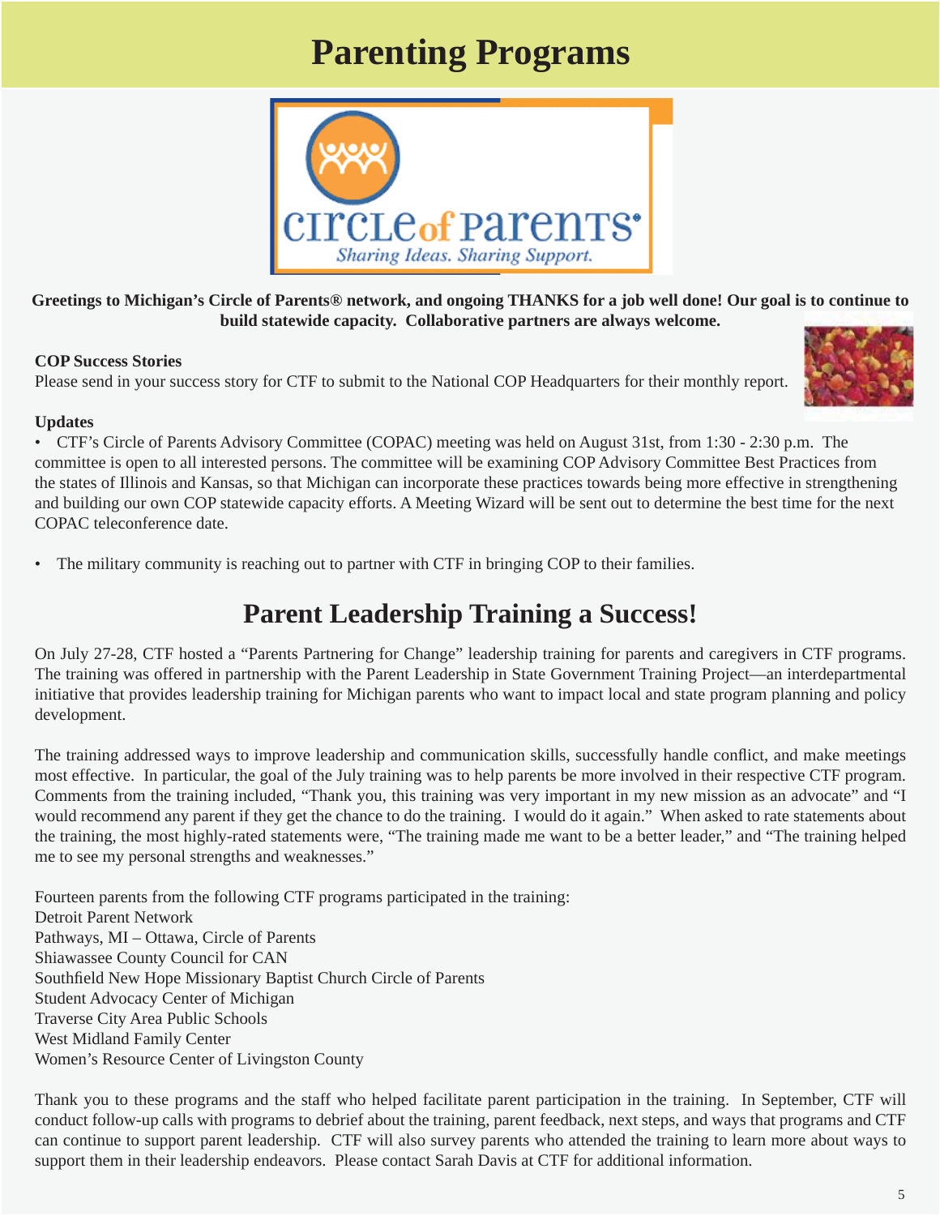# Parenting Programs

**Greetings to Michigan's Circle of Parents® network, and ongoing THANKS for a job well done! Our goal is to continue to build statewide capacity. Collaborative partners are always welcome.**

**COP Success Stories**
Please send in your success story for CTF to submit to the National COP Headquarters for their monthly report.

**Updates**

- CTF's Circle of Parents Advisory Committee (COPAC) meeting was held on August 31st, from 1:30 - 2:30 p.m. The committee is open to all interested persons. The committee will be examining COP Advisory Committee Best Practices from the states of Illinois and Kansas, so that Michigan can incorporate these practices towards being more effective in strengthening and building our own COP statewide capacity efforts. A Meeting Wizard will be sent out to determine the best time for the next COPAC teleconference date.

- The military community is reaching out to partner with CTF in bringing COP to their families.

## Parent Leadership Training a Success!

On July 27-28, CTF hosted a "Parents Partnering for Change" leadership training for parents and caregivers in CTF programs. The training was offered in partnership with the Parent Leadership in State Government Training Project—an interdepartmental initiative that provides leadership training for Michigan parents who want to impact local and state program planning and policy development.

The training addressed ways to improve leadership and communication skills, successfully handle conflict, and make meetings most effective. In particular, the goal of the July training was to help parents be more involved in their respective CTF program. Comments from the training included, "Thank you, this training was very important in my new mission as an advocate" and "I would recommend any parent if they get the chance to do the training. I would do it again." When asked to rate statements about the training, the most highly-rated statements were, "The training made me want to be a better leader," and "The training helped me to see my personal strengths and weaknesses."

Fourteen parents from the following CTF programs participated in the training:
Detroit Parent Network
Pathways, MI – Ottawa, Circle of Parents
Shiawassee County Council for CAN
Southfield New Hope Missionary Baptist Church Circle of Parents
Student Advocacy Center of Michigan
Traverse City Area Public Schools
West Midland Family Center
Women's Resource Center of Livingston County

Thank you to these programs and the staff who helped facilitate parent participation in the training. In September, CTF will conduct follow-up calls with programs to debrief about the training, parent feedback, next steps, and ways that programs and CTF can continue to support parent leadership. CTF will also survey parents who attended the training to learn more about ways to support them in their leadership endeavors. Please contact Sarah Davis at CTF for additional information.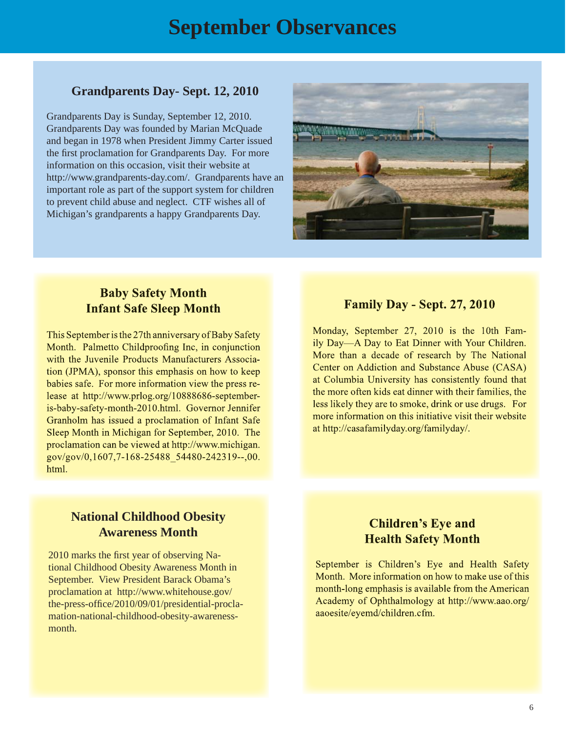# September Observances

## Grandparents Day- Sept. 12, 2010

Grandparents Day is Sunday, September 12, 2010. Grandparents Day was founded by Marian McQuade and began in 1978 when President Jimmy Carter issued the first proclamation for Grandparents Day. For more information on this occasion, visit their website at http://www.grandparents-day.com/. Grandparents have an important role as part of the support system for children to prevent child abuse and neglect. CTF wishes all of Michigan's grandparents a happy Grandparents Day.

## Baby Safety Month
## Infant Safe Sleep Month

This September is the 27th anniversary of Baby Safety Month. Palmetto Childproofing Inc, in conjunction with the Juvenile Products Manufacturers Association (JPMA), sponsor this emphasis on how to keep babies safe. For more information view the press release at http://www.prlog.org/10888686-september-is-baby-safety-month-2010.html. Governor Jennifer Granholm has issued a proclamation of Infant Safe Sleep Month in Michigan for September, 2010. The proclamation can be viewed at http://www.michigan.gov/gov/0,1607,7-168-25488_54480-242319--,00.html.

## Family Day - Sept. 27, 2010

Monday, September 27, 2010 is the 10th Family Day—A Day to Eat Dinner with Your Children. More than a decade of research by The National Center on Addiction and Substance Abuse (CASA) at Columbia University has consistently found that the more often kids eat dinner with their families, the less likely they are to smoke, drink or use drugs. For more information on this initiative visit their website at http://casafamilyday.org/familyday/.

## National Childhood Obesity Awareness Month

2010 marks the first year of observing National Childhood Obesity Awareness Month in September. View President Barack Obama's proclamation at http://www.whitehouse.gov/the-press-office/2010/09/01/presidential-proclamation-national-childhood-obesity-awareness-month.

## Children's Eye and Health Safety Month

September is Children's Eye and Health Safety Month. More information on how to make use of this month-long emphasis is available from the American Academy of Ophthalmology at http://www.aao.org/aaoesite/eyemd/children.cfm.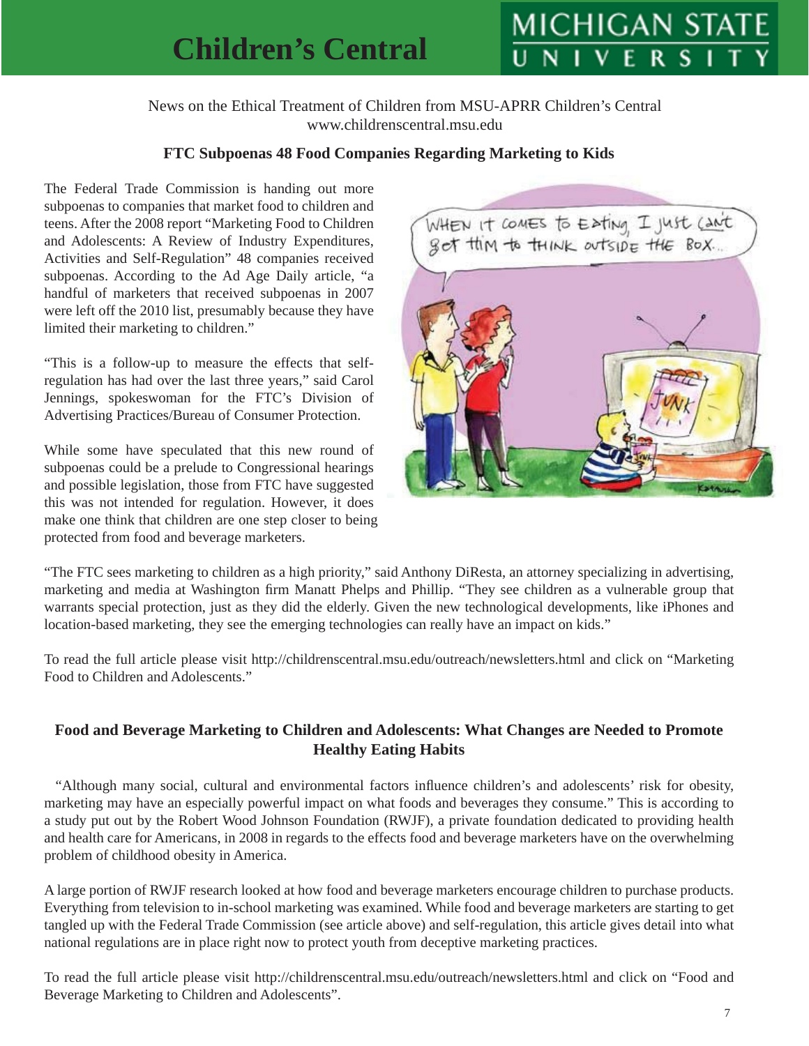# Children's Central

News on the Ethical Treatment of Children from MSU-APRR Children's Central
www.childrenscentral.msu.edu

## FTC Subpoenas 48 Food Companies Regarding Marketing to Kids

The Federal Trade Commission is handing out more subpoenas to companies that market food to children and teens. After the 2008 report "Marketing Food to Children and Adolescents: A Review of Industry Expenditures, Activities and Self-Regulation" 48 companies received subpoenas. According to the Ad Age Daily article, "a handful of marketers that received subpoenas in 2007 were left off the 2010 list, presumably because they have limited their marketing to children."

"This is a follow-up to measure the effects that self-regulation has had over the last three years," said Carol Jennings, spokeswoman for the FTC's Division of Advertising Practices/Bureau of Consumer Protection.

While some have speculated that this new round of subpoenas could be a prelude to Congressional hearings and possible legislation, those from FTC have suggested this was not intended for regulation. However, it does make one think that children are one step closer to being protected from food and beverage marketers.

"The FTC sees marketing to children as a high priority," said Anthony DiResta, an attorney specializing in advertising, marketing and media at Washington firm Manatt Phelps and Phillip. "They see children as a vulnerable group that warrants special protection, just as they did the elderly. Given the new technological developments, like iPhones and location-based marketing, they see the emerging technologies can really have an impact on kids."

To read the full article please visit http://childrenscentral.msu.edu/outreach/newsletters.html and click on "Marketing Food to Children and Adolescents."

## Food and Beverage Marketing to Children and Adolescents: What Changes are Needed to Promote Healthy Eating Habits

"Although many social, cultural and environmental factors influence children's and adolescents' risk for obesity, marketing may have an especially powerful impact on what foods and beverages they consume." This is according to a study put out by the Robert Wood Johnson Foundation (RWJF), a private foundation dedicated to providing health and health care for Americans, in 2008 in regards to the effects food and beverage marketers have on the overwhelming problem of childhood obesity in America.

A large portion of RWJF research looked at how food and beverage marketers encourage children to purchase products. Everything from television to in-school marketing was examined. While food and beverage marketers are starting to get tangled up with the Federal Trade Commission (see article above) and self-regulation, this article gives detail into what national regulations are in place right now to protect youth from deceptive marketing practices.

To read the full article please visit http://childrenscentral.msu.edu/outreach/newsletters.html and click on "Food and Beverage Marketing to Children and Adolescents".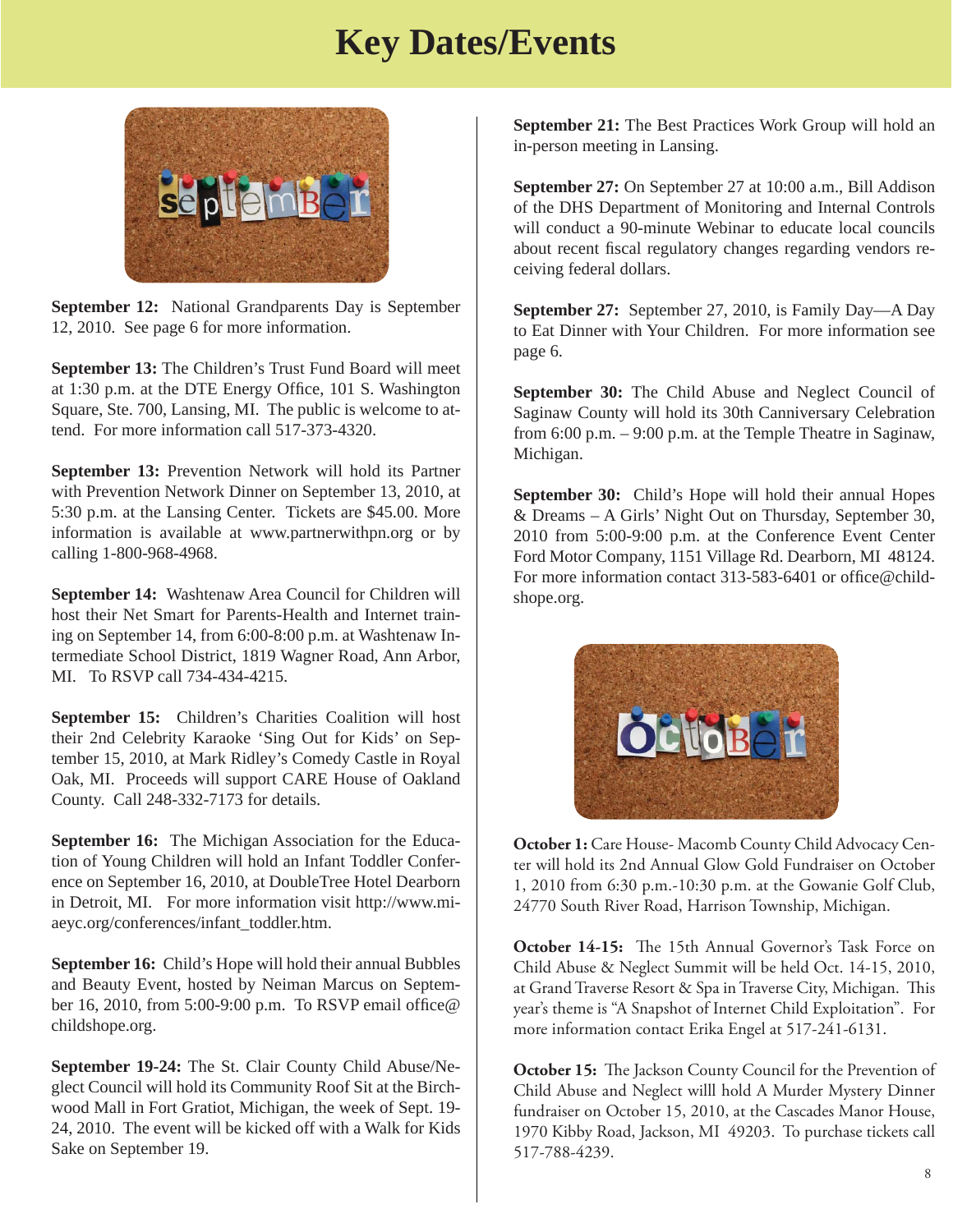# Key Dates/Events

**September 12:** National Grandparents Day is September 12, 2010. See page 6 for more information.

**September 13:** The Children's Trust Fund Board will meet at 1:30 p.m. at the DTE Energy Office, 101 S. Washington Square, Ste. 700, Lansing, MI. The public is welcome to attend. For more information call 517-373-4320.

**September 13:** Prevention Network will hold its Partner with Prevention Network Dinner on September 13, 2010, at 5:30 p.m. at the Lansing Center. Tickets are $45.00. More information is available at www.partnerwithpn.org or by calling 1-800-968-4968.

**September 14:** Washtenaw Area Council for Children will host their Net Smart for Parents-Health and Internet training on September 14, from 6:00-8:00 p.m. at Washtenaw Intermediate School District, 1819 Wagner Road, Ann Arbor, MI. To RSVP call 734-434-4215.

**September 15:** Children's Charities Coalition will host their 2nd Celebrity Karaoke 'Sing Out for Kids' on September 15, 2010, at Mark Ridley's Comedy Castle in Royal Oak, MI. Proceeds will support CARE House of Oakland County. Call 248-332-7173 for details.

**September 16:** The Michigan Association for the Education of Young Children will hold an Infant Toddler Conference on September 16, 2010, at DoubleTree Hotel Dearborn in Detroit, MI. For more information visit http://www.miaeyc.org/conferences/infant_toddler.htm.

**September 16:** Child's Hope will hold their annual Bubbles and Beauty Event, hosted by Neiman Marcus on September 16, 2010, from 5:00-9:00 p.m. To RSVP email office@childshope.org.

**September 19-24:** The St. Clair County Child Abuse/Neglect Council will hold its Community Roof Sit at the Birchwood Mall in Fort Gratiot, Michigan, the week of Sept. 19-24, 2010. The event will be kicked off with a Walk for Kids Sake on September 19.

**September 21:** The Best Practices Work Group will hold an in-person meeting in Lansing.

**September 27:** On September 27 at 10:00 a.m., Bill Addison of the DHS Department of Monitoring and Internal Controls will conduct a 90-minute Webinar to educate local councils about recent fiscal regulatory changes regarding vendors receiving federal dollars.

**September 27:** September 27, 2010, is Family Day—A Day to Eat Dinner with Your Children. For more information see page 6.

**September 30:** The Child Abuse and Neglect Council of Saginaw County will hold its 30th Canniversary Celebration from 6:00 p.m. – 9:00 p.m. at the Temple Theatre in Saginaw, Michigan.

**September 30:** Child's Hope will hold their annual Hopes & Dreams – A Girls' Night Out on Thursday, September 30, 2010 from 5:00-9:00 p.m. at the Conference Event Center Ford Motor Company, 1151 Village Rd. Dearborn, MI 48124. For more information contact 313-583-6401 or office@childshope.org.

**October 1:** Care House- Macomb County Child Advocacy Center will hold its 2nd Annual Glow Gold Fundraiser on October 1, 2010 from 6:30 p.m.-10:30 p.m. at the Gowanie Golf Club, 24770 South River Road, Harrison Township, Michigan.

**October 14-15:** The 15th Annual Governor's Task Force on Child Abuse & Neglect Summit will be held Oct. 14-15, 2010, at Grand Traverse Resort & Spa in Traverse City, Michigan. This year's theme is "A Snapshot of Internet Child Exploitation". For more information contact Erika Engel at 517-241-6131.

**October 15:** The Jackson County Council for the Prevention of Child Abuse and Neglect willl hold A Murder Mystery Dinner fundraiser on October 15, 2010, at the Cascades Manor House, 1970 Kibby Road, Jackson, MI 49203. To purchase tickets call 517-788-4239.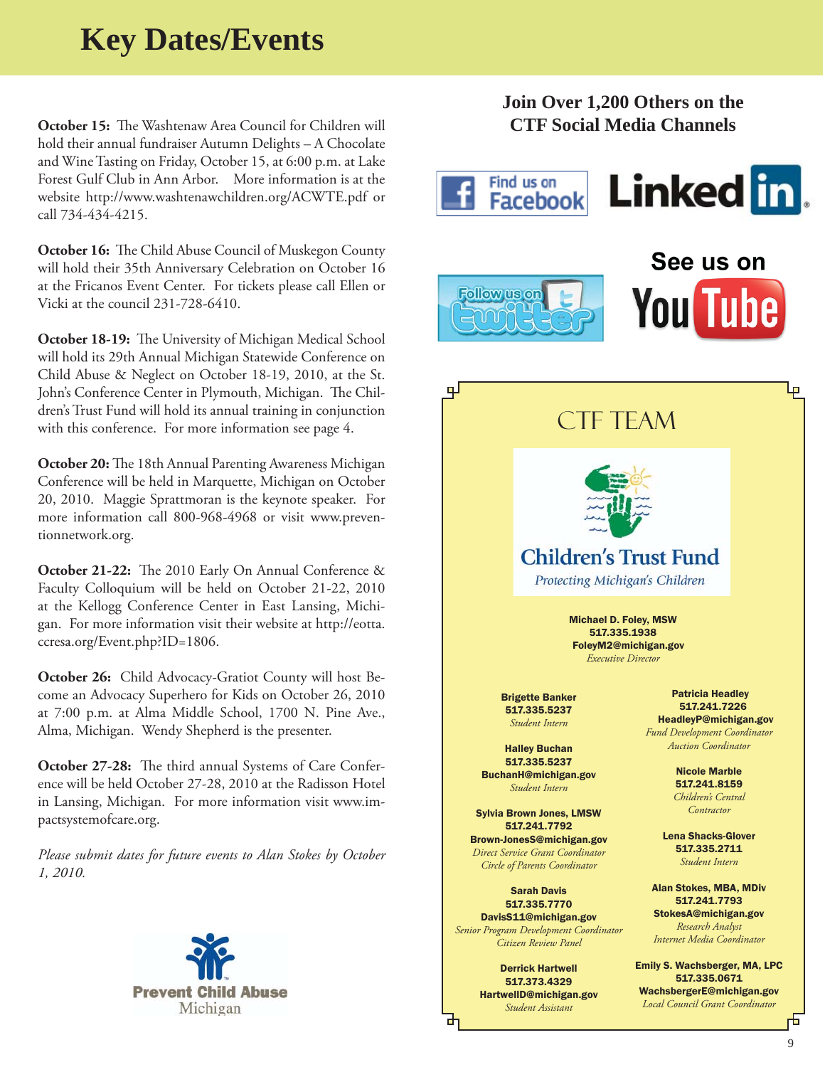# Key Dates/Events

**October 15:** The Washtenaw Area Council for Children will hold their annual fundraiser Autumn Delights – A Chocolate and Wine Tasting on Friday, October 15, at 6:00 p.m. at Lake Forest Gulf Club in Ann Arbor. More information is at the website http://www.washtenawchildren.org/ACWTE.pdf or call 734-434-4215.

**October 16:** The Child Abuse Council of Muskegon County will hold their 35th Anniversary Celebration on October 16 at the Fricanos Event Center. For tickets please call Ellen or Vicki at the council 231-728-6410.

**October 18-19:** The University of Michigan Medical School will hold its 29th Annual Michigan Statewide Conference on Child Abuse & Neglect on October 18-19, 2010, at the St. John's Conference Center in Plymouth, Michigan. The Children's Trust Fund will hold its annual training in conjunction with this conference. For more information see page 4.

**October 20:** The 18th Annual Parenting Awareness Michigan Conference will be held in Marquette, Michigan on October 20, 2010. Maggie Sprattmoran is the keynote speaker. For more information call 800-968-4968 or visit www.preventionnetwork.org.

**October 21-22:** The 2010 Early On Annual Conference & Faculty Colloquium will be held on October 21-22, 2010 at the Kellogg Conference Center in East Lansing, Michigan. For more information visit their website at http://eotta.ccresa.org/Event.php?ID=1806.

**October 26:** Child Advocacy-Gratiot County will host Become an Advocacy Superhero for Kids on October 26, 2010 at 7:00 p.m. at Alma Middle School, 1700 N. Pine Ave., Alma, Michigan. Wendy Shepherd is the presenter.

**October 27-28:** The third annual Systems of Care Conference will be held October 27-28, 2010 at the Radisson Hotel in Lansing, Michigan. For more information visit www.impactsystemofcare.org.

*Please submit dates for future events to Alan Stokes by October 1, 2010.*

Prevent Child Abuse Michigan

## Join Over 1,200 Others on the CTF Social Media Channels

Find us on Facebook

LinkedIn

Follow us on twitter

See us on YouTube

## CTF TEAM

Children's Trust Fund
*Protecting Michigan's Children*

**Michael D. Foley, MSW**
**517.335.1938**
**FoleyM2@michigan.gov**
*Executive Director*

**Brigette Banker**
**517.335.5237**
*Student Intern*

**Halley Buchan**
**517.335.5237**
**BuchanH@michigan.gov**
*Student Intern*

**Sylvia Brown Jones, LMSW**
**517.241.7792**
**Brown-JonesS@michigan.gov**
*Direct Service Grant Coordinator*
*Circle of Parents Coordinator*

**Sarah Davis**
**517.335.7770**
**DavisS11@michigan.gov**
*Senior Program Development Coordinator*
*Citizen Review Panel*

**Derrick Hartwell**
**517.373.4329**
**HartwellD@michigan.gov**
*Student Assistant*

**Patricia Headley**
**517.241.7226**
**HeadleyP@michigan.gov**
*Fund Development Coordinator*
*Auction Coordinator*

**Nicole Marble**
**517.241.8159**
*Children's Central*
*Contractor*

**Lena Shacks-Glover**
**517.335.2711**
*Student Intern*

**Alan Stokes, MBA, MDiv**
**517.241.7793**
**StokesA@michigan.gov**
*Research Analyst*
*Internet Media Coordinator*

**Emily S. Wachsberger, MA, LPC**
**517.335.0671**
**WachsbergerE@michigan.gov**
*Local Council Grant Coordinator*